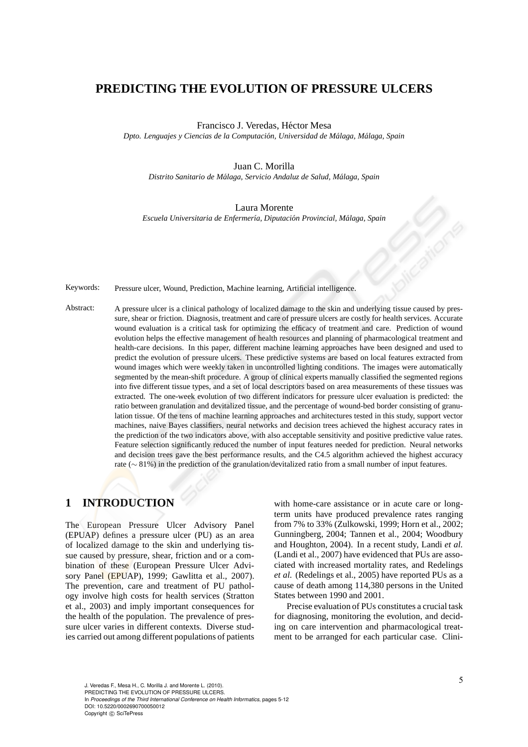# PREDICTING THE EVOLUTION OF PRESSURE ULCERS

Francisco J. Veredas, Héctor Mesa
*Dpto. Lenguajes y Ciencias de la Computación, Universidad de Málaga, Málaga, Spain*

Juan C. Morilla
*Distrito Sanitario de Málaga, Servicio Andaluz de Salud, Málaga, Spain*

Laura Morente
*Escuela Universitaria de Enfermería, Diputación Provincial, Málaga, Spain*

Keywords: Pressure ulcer, Wound, Prediction, Machine learning, Artificial intelligence.

Abstract: A pressure ulcer is a clinical pathology of localized damage to the skin and underlying tissue caused by pressure, shear or friction. Diagnosis, treatment and care of pressure ulcers are costly for health services. Accurate wound evaluation is a critical task for optimizing the efficacy of treatment and care. Prediction of wound evolution helps the effective management of health resources and planning of pharmacological treatment and health-care decisions. In this paper, different machine learning approaches have been designed and used to predict the evolution of pressure ulcers. These predictive systems are based on local features extracted from wound images which were weekly taken in uncontrolled lighting conditions. The images were automatically segmented by the mean-shift procedure. A group of clinical experts manually classified the segmented regions into five different tissue types, and a set of local descriptors based on area measurements of these tissues was extracted. The one-week evolution of two different indicators for pressure ulcer evaluation is predicted: the ratio between granulation and devitalized tissue, and the percentage of wound-bed border consisting of granulation tissue. Of the tens of machine learning approaches and architectures tested in this study, support vector machines, naive Bayes classifiers, neural networks and decision trees achieved the highest accuracy rates in the prediction of the two indicators above, with also acceptable sensitivity and positive predictive value rates. Feature selection significantly reduced the number of input features needed for prediction. Neural networks and decision trees gave the best performance results, and the C4.5 algorithm achieved the highest accuracy rate ($\sim$ 81%) in the prediction of the granulation/devitalized ratio from a small number of input features.

## 1 INTRODUCTION

The European Pressure Ulcer Advisory Panel (EPUAP) defines a pressure ulcer (PU) as an area of localized damage to the skin and underlying tissue caused by pressure, shear, friction and or a combination of these (European Pressure Ulcer Advisory Panel (EPUAP), 1999; Gawlitta et al., 2007). The prevention, care and treatment of PU pathology involve high costs for health services (Stratton et al., 2003) and imply important consequences for the health of the population. The prevalence of pressure ulcer varies in different contexts. Diverse studies carried out among different populations of patients with home-care assistance or in acute care or long-term units have produced prevalence rates ranging from 7% to 33% (Zulkowski, 1999; Horn et al., 2002; Gunningberg, 2004; Tannen et al., 2004; Woodbury and Houghton, 2004). In a recent study, Landi *et al.* (Landi et al., 2007) have evidenced that PUs are associated with increased mortality rates, and Redelings *et al.* (Redelings et al., 2005) have reported PUs as a cause of death among 114,380 persons in the United States between 1990 and 2001.

Precise evaluation of PUs constitutes a crucial task for diagnosing, monitoring the evolution, and deciding on care intervention and pharmacological treatment to be arranged for each particular case. Clini-

J. Veredas F., Mesa H., C. Morilla J. and Morente L. (2010).
PREDICTING THE EVOLUTION OF PRESSURE ULCERS.
In *Proceedings of the Third International Conference on Health Informatics*, pages 5-12
DOI: 10.5220/0002690700050012
Copyright © SciTePress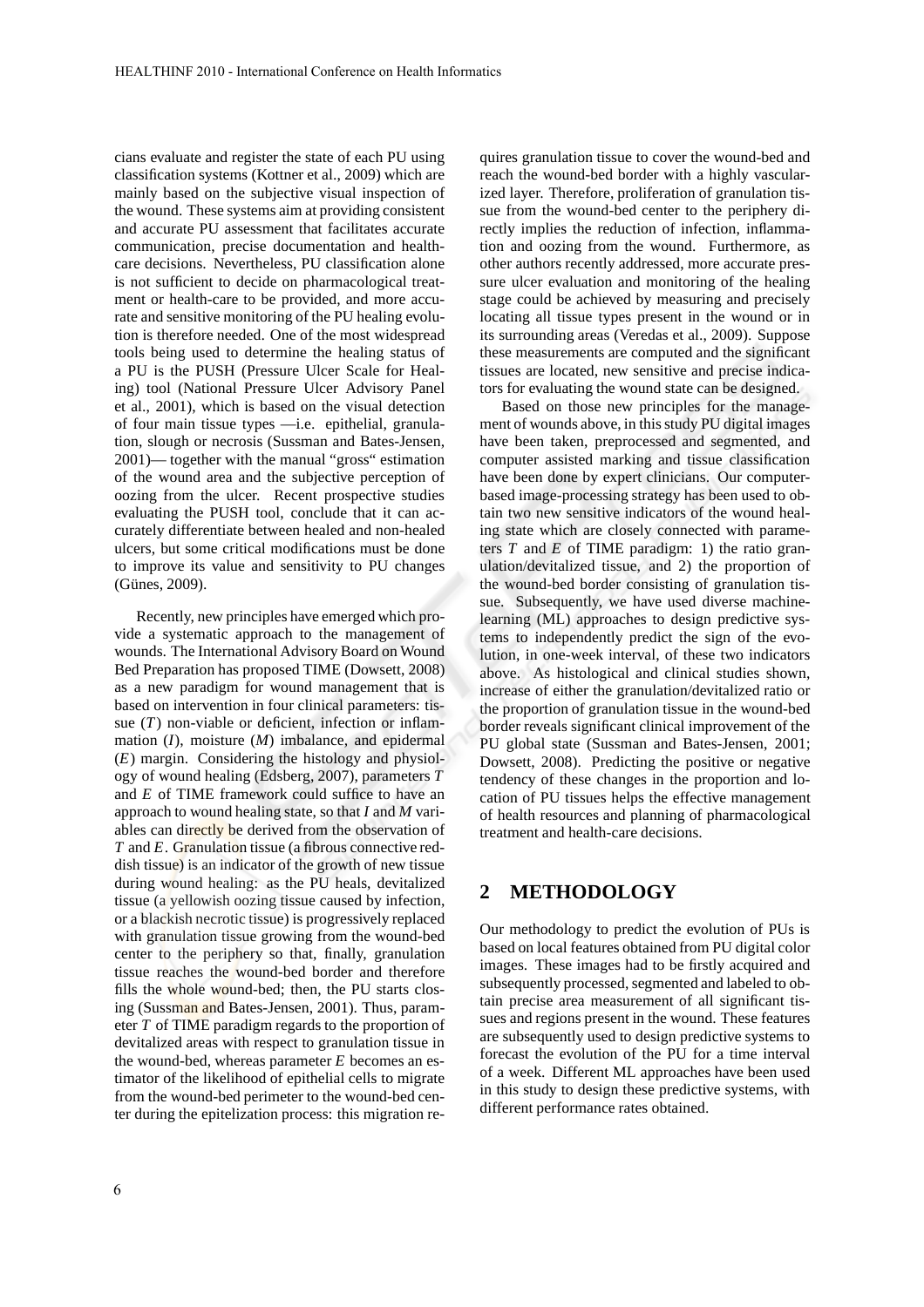cians evaluate and register the state of each PU using classification systems (Kottner et al., 2009) which are mainly based on the subjective visual inspection of the wound. These systems aim at providing consistent and accurate PU assessment that facilitates accurate communication, precise documentation and health-care decisions. Nevertheless, PU classification alone is not sufficient to decide on pharmacological treatment or health-care to be provided, and more accurate and sensitive monitoring of the PU healing evolution is therefore needed. One of the most widespread tools being used to determine the healing status of a PU is the PUSH (Pressure Ulcer Scale for Healing) tool (National Pressure Ulcer Advisory Panel et al., 2001), which is based on the visual detection of four main tissue types —i.e. epithelial, granulation, slough or necrosis (Sussman and Bates-Jensen, 2001)— together with the manual "gross" estimation of the wound area and the subjective perception of oozing from the ulcer. Recent prospective studies evaluating the PUSH tool, conclude that it can accurately differentiate between healed and non-healed ulcers, but some critical modifications must be done to improve its value and sensitivity to PU changes (Günes, 2009).

Recently, new principles have emerged which provide a systematic approach to the management of wounds. The International Advisory Board on Wound Bed Preparation has proposed TIME (Dowsett, 2008) as a new paradigm for wound management that is based on intervention in four clinical parameters: tissue ($T$) non-viable or deficient, infection or inflammation ($I$), moisture ($M$) imbalance, and epidermal ($E$) margin. Considering the histology and physiology of wound healing (Edsberg, 2007), parameters $T$ and $E$ of TIME framework could suffice to have an approach to wound healing state, so that $I$ and $M$ variables can directly be derived from the observation of $T$ and $E$. Granulation tissue (a fibrous connective reddish tissue) is an indicator of the growth of new tissue during wound healing: as the PU heals, devitalized tissue (a yellowish oozing tissue caused by infection, or a blackish necrotic tissue) is progressively replaced with granulation tissue growing from the wound-bed center to the periphery so that, finally, granulation tissue reaches the wound-bed border and therefore fills the whole wound-bed; then, the PU starts closing (Sussman and Bates-Jensen, 2001). Thus, parameter $T$ of TIME paradigm regards to the proportion of devitalized areas with respect to granulation tissue in the wound-bed, whereas parameter $E$ becomes an estimator of the likelihood of epithelial cells to migrate from the wound-bed perimeter to the wound-bed center during the epitelization process: this migration requires granulation tissue to cover the wound-bed and reach the wound-bed border with a highly vascularized layer. Therefore, proliferation of granulation tissue from the wound-bed center to the periphery directly implies the reduction of infection, inflammation and oozing from the wound. Furthermore, as other authors recently addressed, more accurate pressure ulcer evaluation and monitoring of the healing stage could be achieved by measuring and precisely locating all tissue types present in the wound or in its surrounding areas (Veredas et al., 2009). Suppose these measurements are computed and the significant tissues are located, new sensitive and precise indicators for evaluating the wound state can be designed.

Based on those new principles for the management of wounds above, in this study PU digital images have been taken, preprocessed and segmented, and computer assisted marking and tissue classification have been done by expert clinicians. Our computer-based image-processing strategy has been used to obtain two new sensitive indicators of the wound healing state which are closely connected with parameters $T$ and $E$ of TIME paradigm: 1) the ratio granulation/devitalized tissue, and 2) the proportion of the wound-bed border consisting of granulation tissue. Subsequently, we have used diverse machine-learning (ML) approaches to design predictive systems to independently predict the sign of the evolution, in one-week interval, of these two indicators above. As histological and clinical studies shown, increase of either the granulation/devitalized ratio or the proportion of granulation tissue in the wound-bed border reveals significant clinical improvement of the PU global state (Sussman and Bates-Jensen, 2001; Dowsett, 2008). Predicting the positive or negative tendency of these changes in the proportion and location of PU tissues helps the effective management of health resources and planning of pharmacological treatment and health-care decisions.

## 2 METHODOLOGY

Our methodology to predict the evolution of PUs is based on local features obtained from PU digital color images. These images had to be firstly acquired and subsequently processed, segmented and labeled to obtain precise area measurement of all significant tissues and regions present in the wound. These features are subsequently used to design predictive systems to forecast the evolution of the PU for a time interval of a week. Different ML approaches have been used in this study to design these predictive systems, with different performance rates obtained.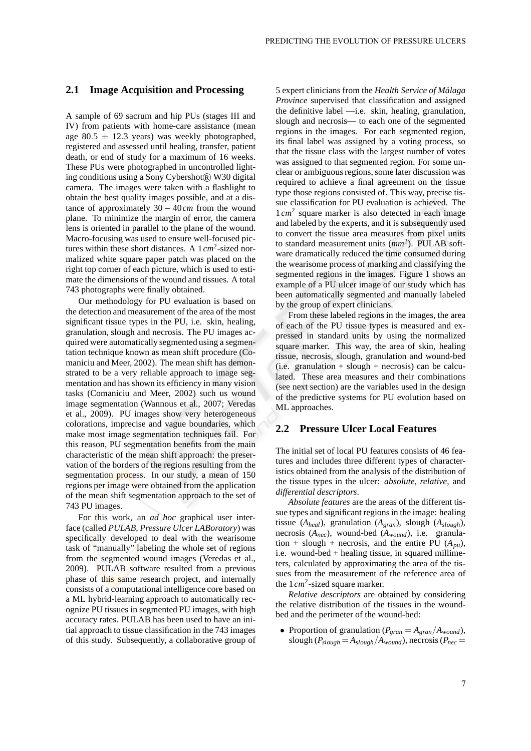## 2.1 Image Acquisition and Processing

A sample of 69 sacrum and hip PUs (stages III and IV) from patients with home-care assistance (mean age $80.5 \pm 12.3$ years) was weekly photographed, registered and assessed until healing, transfer, patient death, or end of study for a maximum of 16 weeks. These PUs were photographed in uncontrolled lighting conditions using a Sony Cybershot® W30 digital camera. The images were taken with a flashlight to obtain the best quality images possible, and at a distance of approximately $30-40\,cm$ from the wound plane. To minimize the margin of error, the camera lens is oriented in parallel to the plane of the wound. Macro-focusing was used to ensure well-focused pictures within these short distances. A $1\,cm^2$-sized normalized white square paper patch was placed on the right top corner of each picture, which is used to estimate the dimensions of the wound and tissues. A total 743 photographs were finally obtained.

Our methodology for PU evaluation is based on the detection and measurement of the area of the most significant tissue types in the PU, i.e. skin, healing, granulation, slough and necrosis. The PU images acquired were automatically segmented using a segmentation technique known as mean shift procedure (Comaniciu and Meer, 2002). The mean shift has demonstrated to be a very reliable approach to image segmentation and has shown its efficiency in many vision tasks (Comaniciu and Meer, 2002) such us wound image segmentation (Wannous et al., 2007; Veredas et al., 2009). PU images show very heterogeneous colorations, imprecise and vague boundaries, which make most image segmentation techniques fail. For this reason, PU segmentation benefits from the main characteristic of the mean shift approach: the preservation of the borders of the regions resulting from the segmentation process. In our study, a mean of 150 regions per image were obtained from the application of the mean shift segmentation approach to the set of 743 PU images.

For this work, an *ad hoc* graphical user interface (called *PULAB, Pressure Ulcer LABoratory*) was specifically developed to deal with the wearisome task of "manually" labeling the whole set of regions from the segmented wound images (Veredas et al., 2009). PULAB software resulted from a previous phase of this same research project, and internally consists of a computational intelligence core based on a ML hybrid-learning approach to automatically recognize PU tissues in segmented PU images, with high accuracy rates. PULAB has been used to have an initial approach to tissue classification in the 743 images of this study. Subsequently, a collaborative group of 5 expert clinicians from the *Health Service of Málaga Province* supervised that classification and assigned the definitive label —i.e. skin, healing, granulation, slough and necrosis— to each one of the segmented regions in the images. For each segmented region, its final label was assigned by a voting process, so that the tissue class with the largest number of votes was assigned to that segmented region. For some unclear or ambiguous regions, some later discussion was required to achieve a final agreement on the tissue type those regions consisted of. This way, precise tissue classification for PU evaluation is achieved. The $1\,cm^2$ square marker is also detected in each image and labeled by the experts, and it is subsequently used to convert the tissue area measures from pixel units to standard measurement units ($mm^2$). PULAB software dramatically reduced the time consumed during the wearisome process of marking and classifying the segmented regions in the images. Figure 1 shows an example of a PU ulcer image of our study which has been automatically segmented and manually labeled by the group of expert clinicians.

From these labeled regions in the images, the area of each of the PU tissue types is measured and expressed in standard units by using the normalized square marker. This way, the area of skin, healing tissue, necrosis, slough, granulation and wound-bed (i.e. granulation + slough + necrosis) can be calculated. These area measures and their combinations (see next section) are the variables used in the design of the predictive systems for PU evolution based on ML approaches.

## 2.2 Pressure Ulcer Local Features

The initial set of local PU features consists of 46 features and includes three different types of characteristics obtained from the analysis of the distribution of the tissue types in the ulcer: *absolute*, *relative*, and *differential descriptors*.

*Absolute features* are the areas of the different tissue types and significant regions in the image: healing tissue ($A_{heal}$), granulation ($A_{gran}$), slough ($A_{slough}$), necrosis ($A_{nec}$), wound-bed ($A_{wound}$), i.e. granulation + slough + necrosis, and the entire PU ($A_{pu}$), i.e. wound-bed + healing tissue, in squared millimeters, calculated by approximating the area of the tissues from the measurement of the reference area of the $1\,cm^2$-sized square marker.

*Relative descriptors* are obtained by considering the relative distribution of the tissues in the wound-bed and the perimeter of the wound-bed:

- Proportion of granulation ($P_{gran} = A_{gran}/A_{wound}$), slough ($P_{slough} = A_{slough}/A_{wound}$), necrosis ($P_{nec} =$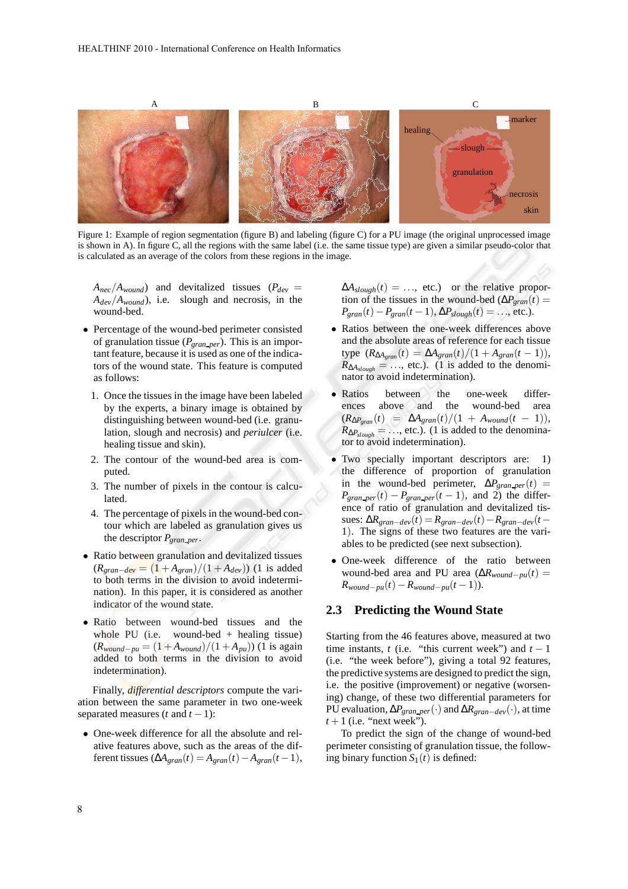Figure 1: Example of region segmentation (figure B) and labeling (figure C) for a PU image (the original unprocessed image is shown in A). In figure C, all the regions with the same label (i.e. the same tissue type) are given a similar pseudo-color that is calculated as an average of the colors from these regions in the image.

$A_{nec}/A_{wound}$) and devitalized tissues ($P_{dev} = A_{dev}/A_{wound}$), i.e. slough and necrosis, in the wound-bed.

- Percentage of the wound-bed perimeter consisted of granulation tissue ($P_{gran\_per}$). This is an important feature, because it is used as one of the indicators of the wound state. This feature is computed as follows:
  1. Once the tissues in the image have been labeled by the experts, a binary image is obtained by distinguishing between wound-bed (i.e. granulation, slough and necrosis) and *periulcer* (i.e. healing tissue and skin).
  2. The contour of the wound-bed area is computed.
  3. The number of pixels in the contour is calculated.
  4. The percentage of pixels in the wound-bed contour which are labeled as granulation gives us the descriptor $P_{gran\_per}$.
- Ratio between granulation and devitalized tissues ($R_{gran-dev} = (1 + A_{gran})/(1 + A_{dev})$) (1 is added to both terms in the division to avoid indetermination). In this paper, it is considered as another indicator of the wound state.
- Ratio between wound-bed tissues and the whole PU (i.e. wound-bed + healing tissue) ($R_{wound-pu} = (1 + A_{wound})/(1 + A_{pu})$) (1 is again added to both terms in the division to avoid indetermination).

Finally, *differential descriptors* compute the variation between the same parameter in two one-week separated measures ($t$ and $t-1$):

- One-week difference for all the absolute and relative features above, such as the areas of the different tissues ($\Delta A_{gran}(t) = A_{gran}(t) - A_{gran}(t-1)$, $\Delta A_{slough}(t) = \ldots$, etc.) or the relative proportion of the tissues in the wound-bed ($\Delta P_{gran}(t) = P_{gran}(t) - P_{gran}(t-1)$, $\Delta P_{slough}(t) = \ldots$, etc.).
- Ratios between the one-week differences above and the absolute areas of reference for each tissue type ($R_{\Delta A_{gran}}(t) = \Delta A_{gran}(t)/(1 + A_{gran}(t-1))$, $R_{\Delta A_{slough}} = \ldots$, etc.). (1 is added to the denominator to avoid indetermination).
- Ratios between the one-week differences above and the wound-bed area ($R_{\Delta P_{gran}}(t) = \Delta A_{gran}(t)/(1 + A_{wound}(t-1))$, $R_{\Delta P_{slough}} = \ldots$, etc.). (1 is added to the denominator to avoid indetermination).
- Two specially important descriptors are: 1) the difference of proportion of granulation in the wound-bed perimeter, $\Delta P_{gran\_per}(t) = P_{gran\_per}(t) - P_{gran\_per}(t-1)$, and 2) the difference of ratio of granulation and devitalized tissues: $\Delta R_{gran-dev}(t) = R_{gran-dev}(t) - R_{gran-dev}(t-1)$. The signs of these two features are the variables to be predicted (see next subsection).
- One-week difference of the ratio between wound-bed area and PU area ($\Delta R_{wound-pu}(t) = R_{wound-pu}(t) - R_{wound-pu}(t-1)$).

## 2.3 Predicting the Wound State

Starting from the 46 features above, measured at two time instants, $t$ (i.e. "this current week") and $t-1$ (i.e. "the week before"), giving a total 92 features, the predictive systems are designed to predict the sign, i.e. the positive (improvement) or negative (worsening) change, of these two differential parameters for PU evaluation, $\Delta P_{gran\_per}(\cdot)$ and $\Delta R_{gran-dev}(\cdot)$, at time $t+1$ (i.e. "next week").

To predict the sign of the change of wound-bed perimeter consisting of granulation tissue, the following binary function $S_1(t)$ is defined: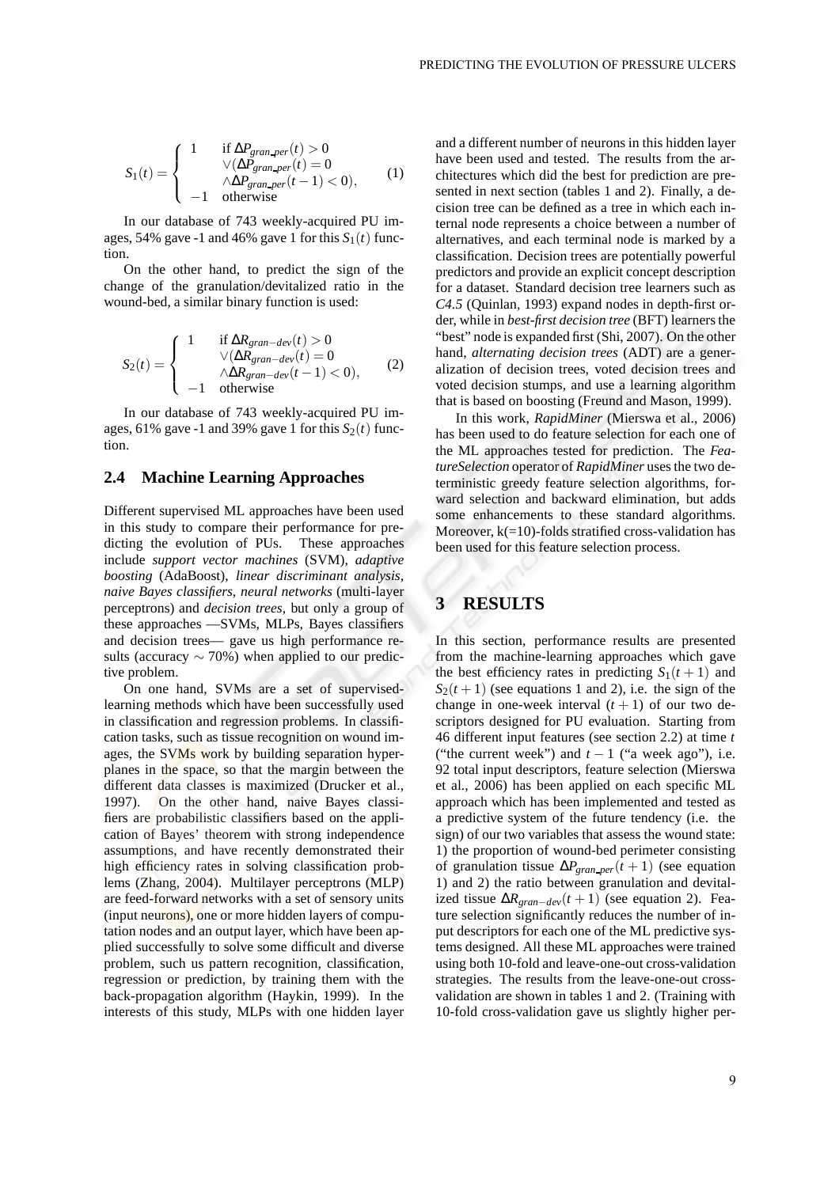$$S_1(t) = \begin{cases} 1 & \text{if } \Delta P_{gran\_per}(t) > 0 \\ & \vee(\Delta P_{gran\_per}(t) = 0 \\ & \wedge \Delta P_{gran\_per}(t-1) < 0), \\ -1 & \text{otherwise} \end{cases} \quad (1)$$

In our database of 743 weekly-acquired PU images, 54% gave -1 and 46% gave 1 for this $S_1(t)$ function.

On the other hand, to predict the sign of the change of the granulation/devitalized ratio in the wound-bed, a similar binary function is used:

$$S_2(t) = \begin{cases} 1 & \text{if } \Delta R_{gran-dev}(t) > 0 \\ & \vee(\Delta R_{gran-dev}(t) = 0 \\ & \wedge \Delta R_{gran-dev}(t-1) < 0), \\ -1 & \text{otherwise} \end{cases} \quad (2)$$

In our database of 743 weekly-acquired PU images, 61% gave -1 and 39% gave 1 for this $S_2(t)$ function.

### 2.4 Machine Learning Approaches

Different supervised ML approaches have been used in this study to compare their performance for predicting the evolution of PUs. These approaches include *support vector machines* (SVM), *adaptive boosting* (AdaBoost), *linear discriminant analysis*, *naive Bayes classifiers*, *neural networks* (multi-layer perceptrons) and *decision trees*, but only a group of these approaches —SVMs, MLPs, Bayes classifiers and decision trees— gave us high performance results (accuracy $\sim$ 70%) when applied to our predictive problem.

On one hand, SVMs are a set of supervised-learning methods which have been successfully used in classification and regression problems. In classification tasks, such as tissue recognition on wound images, the SVMs work by building separation hyperplanes in the space, so that the margin between the different data classes is maximized (Drucker et al., 1997). On the other hand, naive Bayes classifiers are probabilistic classifiers based on the application of Bayes' theorem with strong independence assumptions, and have recently demonstrated their high efficiency rates in solving classification problems (Zhang, 2004). Multilayer perceptrons (MLP) are feed-forward networks with a set of sensory units (input neurons), one or more hidden layers of computation nodes and an output layer, which have been applied successfully to solve some difficult and diverse problem, such us pattern recognition, classification, regression or prediction, by training them with the back-propagation algorithm (Haykin, 1999). In the interests of this study, MLPs with one hidden layer and a different number of neurons in this hidden layer have been used and tested. The results from the architectures which did the best for prediction are presented in next section (tables 1 and 2). Finally, a decision tree can be defined as a tree in which each internal node represents a choice between a number of alternatives, and each terminal node is marked by a classification. Decision trees are potentially powerful predictors and provide an explicit concept description for a dataset. Standard decision tree learners such as *C4.5* (Quinlan, 1993) expand nodes in depth-first order, while in *best-first decision tree* (BFT) learners the "best" node is expanded first (Shi, 2007). On the other hand, *alternating decision trees* (ADT) are a generalization of decision trees, voted decision trees and voted decision stumps, and use a learning algorithm that is based on boosting (Freund and Mason, 1999).

In this work, *RapidMiner* (Mierswa et al., 2006) has been used to do feature selection for each one of the ML approaches tested for prediction. The *FeatureSelection* operator of *RapidMiner* uses the two deterministic greedy feature selection algorithms, forward selection and backward elimination, but adds some enhancements to these standard algorithms. Moreover, k(=10)-folds stratified cross-validation has been used for this feature selection process.

## 3 RESULTS

In this section, performance results are presented from the machine-learning approaches which gave the best efficiency rates in predicting $S_1(t+1)$ and $S_2(t+1)$ (see equations 1 and 2), i.e. the sign of the change in one-week interval $(t+1)$ of our two descriptors designed for PU evaluation. Starting from 46 different input features (see section 2.2) at time $t$ ("the current week") and $t-1$ ("a week ago"), i.e. 92 total input descriptors, feature selection (Mierswa et al., 2006) has been applied on each specific ML approach which has been implemented and tested as a predictive system of the future tendency (i.e. the sign) of our two variables that assess the wound state: 1) the proportion of wound-bed perimeter consisting of granulation tissue $\Delta P_{gran\_per}(t+1)$ (see equation 1) and 2) the ratio between granulation and devitalized tissue $\Delta R_{gran-dev}(t+1)$ (see equation 2). Feature selection significantly reduces the number of input descriptors for each one of the ML predictive systems designed. All these ML approaches were trained using both 10-fold and leave-one-out cross-validation strategies. The results from the leave-one-out cross-validation are shown in tables 1 and 2. (Training with 10-fold cross-validation gave us slightly higher per-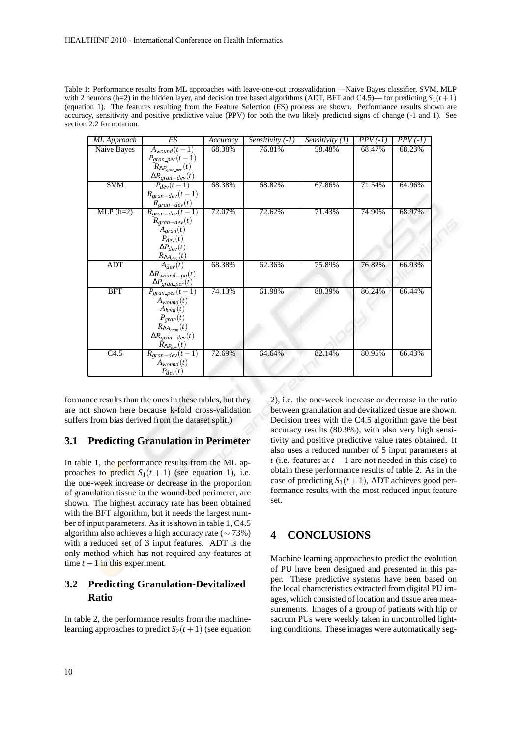Table 1: Performance results from ML approaches with leave-one-out crossvalidation —Naive Bayes classifier, SVM, MLP with 2 neurons (h=2) in the hidden layer, and decision tree based algorithms (ADT, BFT and C4.5)— for predicting $S_1(t+1)$ (equation 1). The features resulting from the Feature Selection (FS) process are shown. Performance results shown are accuracy, sensitivity and positive predictive value (PPV) for both the two likely predicted signs of change (-1 and 1). See section 2.2 for notation.

| *ML Approach* | *FS* | *Accuracy* | *Sensitivity (-1)* | *Sensitivity (1)* | *PPV (-1)* | *PPV (-1)* |
|---|---|---|---|---|---|---|
| Naive Bayes | $A_{wound}(t-1)$ $P_{gran\_per}(t-1)$ $R_{\Delta P_{gran\_per}}(t)$ $\Delta R_{gran-dev}(t)$ | 68.38% | 76.81% | 58.48% | 68.47% | 68.23% |
| SVM | $P_{dev}(t-1)$ $R_{gran-dev}(t-1)$ $R_{gran-dev}(t)$ | 68.38% | 68.82% | 67.86% | 71.54% | 64.96% |
| MLP (h=2) | $R_{gran-dev}(t-1)$ $R_{gran-dev}(t)$ $A_{gran}(t)$ $P_{dev}(t)$ $\Delta P_{dev}(t)$ $R_{\Delta A_{dev}}(t)$ | 72.07% | 72.62% | 71.43% | 74.90% | 68.97% |
| ADT | $A_{dev}(t)$ $\Delta R_{wound-pu}(t)$ $\Delta P_{gran\_per}(t)$ | 68.38% | 62.36% | 75.89% | 76.82% | 66.93% |
| BFT | $P_{gran\_per}(t-1)$ $A_{wound}(t)$ $A_{heal}(t)$ $P_{gran}(t)$ $R_{\Delta A_{gran}}(t)$ $\Delta R_{gran-dev}(t)$ $R_{\Delta P_{nec}}(t)$ | 74.13% | 61.98% | 88.39% | 86.24% | 66.44% |
| C4.5 | $R_{gran-dev}(t-1)$ $A_{wound}(t)$ $P_{dev}(t)$ | 72.69% | 64.64% | 82.14% | 80.95% | 66.43% |

formance results than the ones in these tables, but they are not shown here because k-fold cross-validation suffers from bias derived from the dataset split.)

## 3.1 Predicting Granulation in Perimeter

In table 1, the performance results from the ML approaches to predict $S_1(t+1)$ (see equation 1), i.e. the one-week increase or decrease in the proportion of granulation tissue in the wound-bed perimeter, are shown. The highest accuracy rate has been obtained with the BFT algorithm, but it needs the largest number of input parameters. As it is shown in table 1, C4.5 algorithm also achieves a high accuracy rate ($\sim 73\%$) with a reduced set of 3 input features. ADT is the only method which has not required any features at time $t-1$ in this experiment.

## 3.2 Predicting Granulation-Devitalized Ratio

In table 2, the performance results from the machine-learning approaches to predict $S_2(t+1)$ (see equation 2), i.e. the one-week increase or decrease in the ratio between granulation and devitalized tissue are shown. Decision trees with the C4.5 algorithm gave the best accuracy results (80.9%), with also very high sensitivity and positive predictive value rates obtained. It also uses a reduced number of 5 input parameters at $t$ (i.e. features at $t-1$ are not needed in this case) to obtain these performance results of table 2. As in the case of predicting $S_1(t+1)$, ADT achieves good performance results with the most reduced input feature set.

# 4 CONCLUSIONS

Machine learning approaches to predict the evolution of PU have been designed and presented in this paper. These predictive systems have been based on the local characteristics extracted from digital PU images, which consisted of location and tissue area measurements. Images of a group of patients with hip or sacrum PUs were weekly taken in uncontrolled lighting conditions. These images were automatically seg-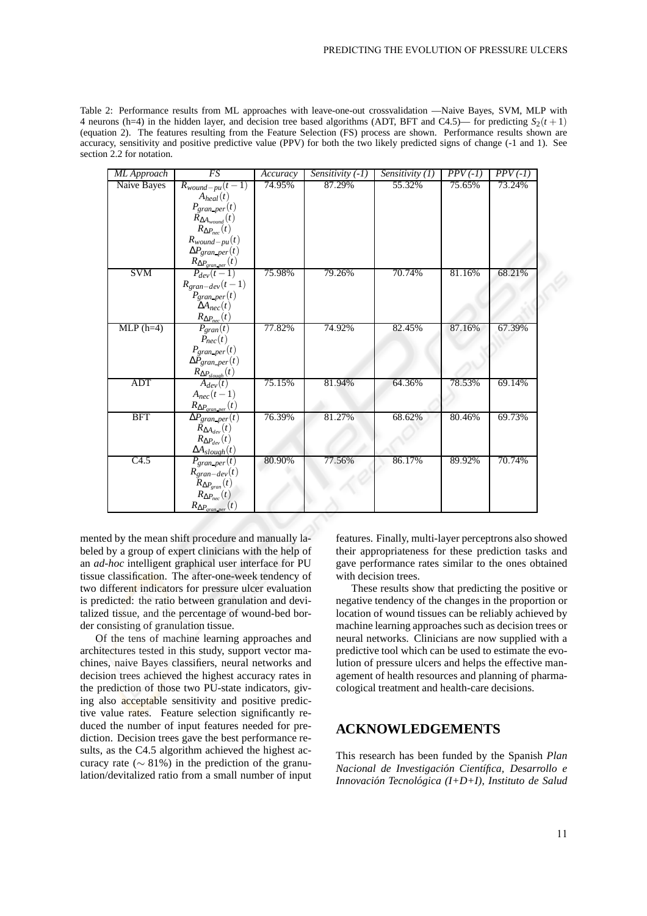Table 2: Performance results from ML approaches with leave-one-out crossvalidation —Naive Bayes, SVM, MLP with 4 neurons (h=4) in the hidden layer, and decision tree based algorithms (ADT, BFT and C4.5)— for predicting $S_2(t+1)$ (equation 2). The features resulting from the Feature Selection (FS) process are shown. Performance results shown are accuracy, sensitivity and positive predictive value (PPV) for both the two likely predicted signs of change (-1 and 1). See section 2.2 for notation.

| *ML Approach* | *FS* | *Accuracy* | *Sensitivity (-1)* | *Sensitivity (1)* | *PPV (-1)* | *PPV (-1)* |
|---|---|---|---|---|---|---|
| Naive Bayes | $R_{wound-pu}(t-1)$ <br> $A_{heal}(t)$ <br> $P_{gran\_per}(t)$ <br> $R_{\Delta A_{wound}}(t)$ <br> $R_{\Delta P_{nec}}(t)$ <br> $R_{wound-pu}(t)$ <br> $\Delta P_{gran\_per}(t)$ <br> $R_{\Delta P_{gran\_per}}(t)$ | 74.95% | 87.29% | 55.32% | 75.65% | 73.24% |
| SVM | $P_{dev}(t-1)$ <br> $R_{gran-dev}(t-1)$ <br> $P_{gran\_per}(t)$ <br> $\Delta A_{nec}(t)$ <br> $R_{\Delta P_{nec}}(t)$ | 75.98% | 79.26% | 70.74% | 81.16% | 68.21% |
| MLP (h=4) | $P_{gran}(t)$ <br> $P_{nec}(t)$ <br> $P_{gran\_per}(t)$ <br> $\Delta P_{gran\_per}(t)$ <br> $R_{\Delta P_{slough}}(t)$ | 77.82% | 74.92% | 82.45% | 87.16% | 67.39% |
| ADT | $A_{dev}(t)$ <br> $A_{nec}(t-1)$ <br> $R_{\Delta P_{gran\_per}}(t)$ | 75.15% | 81.94% | 64.36% | 78.53% | 69.14% |
| BFT | $\Delta P_{gran\_per}(t)$ <br> $R_{\Delta A_{dev}}(t)$ <br> $R_{\Delta P_{dev}}(t)$ <br> $\Delta A_{slough}(t)$ | 76.39% | 81.27% | 68.62% | 80.46% | 69.73% |
| C4.5 | $P_{gran\_per}(t)$ <br> $R_{gran-dev}(t)$ <br> $R_{\Delta P_{gran}}(t)$ <br> $R_{\Delta P_{nec}}(t)$ <br> $R_{\Delta P_{gran\_per}}(t)$ | 80.90% | 77.56% | 86.17% | 89.92% | 70.74% |

mented by the mean shift procedure and manually labeled by a group of expert clinicians with the help of an *ad-hoc* intelligent graphical user interface for PU tissue classification. The after-one-week tendency of two different indicators for pressure ulcer evaluation is predicted: the ratio between granulation and devitalized tissue, and the percentage of wound-bed border consisting of granulation tissue.

Of the tens of machine learning approaches and architectures tested in this study, support vector machines, naive Bayes classifiers, neural networks and decision trees achieved the highest accuracy rates in the prediction of those two PU-state indicators, giving also acceptable sensitivity and positive predictive value rates. Feature selection significantly reduced the number of input features needed for prediction. Decision trees gave the best performance results, as the C4.5 algorithm achieved the highest accuracy rate ($\sim 81\%$) in the prediction of the granulation/devitalized ratio from a small number of input features. Finally, multi-layer perceptrons also showed their appropriateness for these prediction tasks and gave performance rates similar to the ones obtained with decision trees.

These results show that predicting the positive or negative tendency of the changes in the proportion or location of wound tissues can be reliably achieved by machine learning approaches such as decision trees or neural networks. Clinicians are now supplied with a predictive tool which can be used to estimate the evolution of pressure ulcers and helps the effective management of health resources and planning of pharmacological treatment and health-care decisions.

## ACKNOWLEDGEMENTS

This research has been funded by the Spanish *Plan Nacional de Investigación Científica, Desarrollo e Innovación Tecnológica (I+D+I), Instituto de Salud*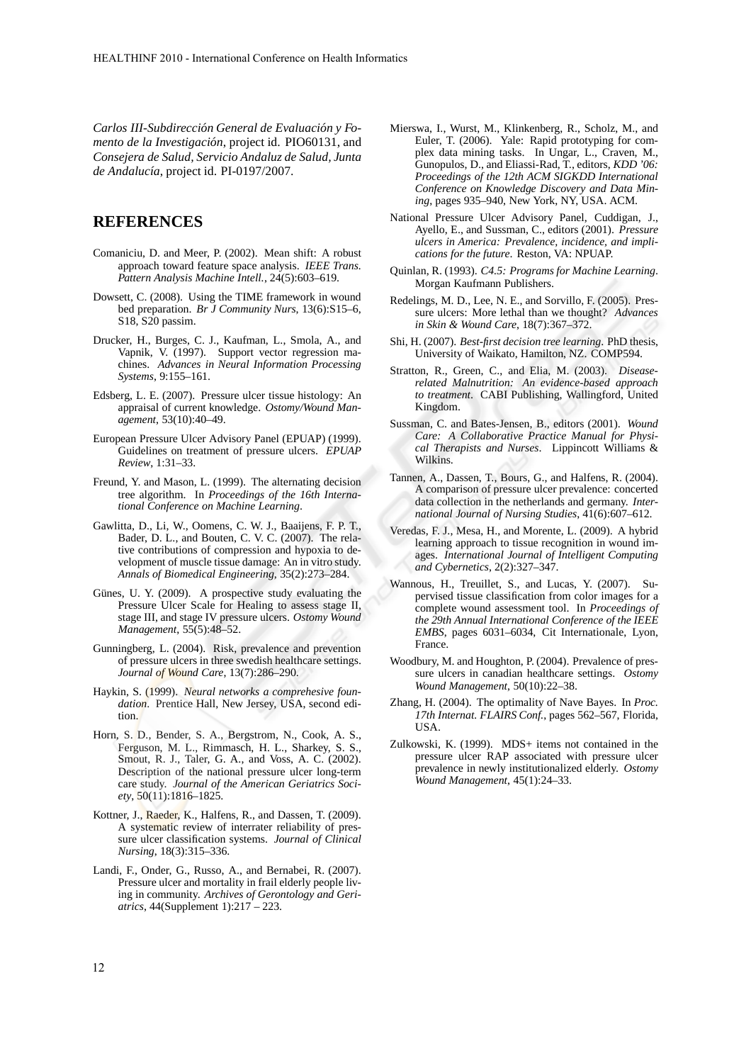*Carlos III-Subdirección General de Evaluación y Fomento de la Investigación*, project id. PIO60131, and *Consejera de Salud, Servicio Andaluz de Salud, Junta de Andalucía*, project id. PI-0197/2007.

## REFERENCES

Comaniciu, D. and Meer, P. (2002). Mean shift: A robust approach toward feature space analysis. *IEEE Trans. Pattern Analysis Machine Intell.*, 24(5):603–619.

Dowsett, C. (2008). Using the TIME framework in wound bed preparation. *Br J Community Nurs*, 13(6):S15–6, S18, S20 passim.

Drucker, H., Burges, C. J., Kaufman, L., Smola, A., and Vapnik, V. (1997). Support vector regression machines. *Advances in Neural Information Processing Systems*, 9:155–161.

Edsberg, L. E. (2007). Pressure ulcer tissue histology: An appraisal of current knowledge. *Ostomy/Wound Management*, 53(10):40–49.

European Pressure Ulcer Advisory Panel (EPUAP) (1999). Guidelines on treatment of pressure ulcers. *EPUAP Review*, 1:31–33.

Freund, Y. and Mason, L. (1999). The alternating decision tree algorithm. In *Proceedings of the 16th International Conference on Machine Learning*.

Gawlitta, D., Li, W., Oomens, C. W. J., Baaijens, F. P. T., Bader, D. L., and Bouten, C. V. C. (2007). The relative contributions of compression and hypoxia to development of muscle tissue damage: An in vitro study. *Annals of Biomedical Engineering*, 35(2):273–284.

Günes, U. Y. (2009). A prospective study evaluating the Pressure Ulcer Scale for Healing to assess stage II, stage III, and stage IV pressure ulcers. *Ostomy Wound Management*, 55(5):48–52.

Gunningberg, L. (2004). Risk, prevalence and prevention of pressure ulcers in three swedish healthcare settings. *Journal of Wound Care*, 13(7):286–290.

Haykin, S. (1999). *Neural networks a comprehesive foundation*. Prentice Hall, New Jersey, USA, second edition.

Horn, S. D., Bender, S. A., Bergstrom, N., Cook, A. S., Ferguson, M. L., Rimmasch, H. L., Sharkey, S. S., Smout, R. J., Taler, G. A., and Voss, A. C. (2002). Description of the national pressure ulcer long-term care study. *Journal of the American Geriatrics Society*, 50(11):1816–1825.

Kottner, J., Raeder, K., Halfens, R., and Dassen, T. (2009). A systematic review of interrater reliability of pressure ulcer classification systems. *Journal of Clinical Nursing*, 18(3):315–336.

Landi, F., Onder, G., Russo, A., and Bernabei, R. (2007). Pressure ulcer and mortality in frail elderly people living in community. *Archives of Gerontology and Geriatrics*, 44(Supplement 1):217 – 223.

Mierswa, I., Wurst, M., Klinkenberg, R., Scholz, M., and Euler, T. (2006). Yale: Rapid prototyping for complex data mining tasks. In Ungar, L., Craven, M., Gunopulos, D., and Eliassi-Rad, T., editors, *KDD '06: Proceedings of the 12th ACM SIGKDD International Conference on Knowledge Discovery and Data Mining*, pages 935–940, New York, NY, USA. ACM.

National Pressure Ulcer Advisory Panel, Cuddigan, J., Ayello, E., and Sussman, C., editors (2001). *Pressure ulcers in America: Prevalence, incidence, and implications for the future*. Reston, VA: NPUAP.

Quinlan, R. (1993). *C4.5: Programs for Machine Learning*. Morgan Kaufmann Publishers.

Redelings, M. D., Lee, N. E., and Sorvillo, F. (2005). Pressure ulcers: More lethal than we thought? *Advances in Skin & Wound Care*, 18(7):367–372.

Shi, H. (2007). *Best-first decision tree learning*. PhD thesis, University of Waikato, Hamilton, NZ. COMP594.

Stratton, R., Green, C., and Elia, M. (2003). *Disease-related Malnutrition: An evidence-based approach to treatment*. CABI Publishing, Wallingford, United Kingdom.

Sussman, C. and Bates-Jensen, B., editors (2001). *Wound Care: A Collaborative Practice Manual for Physical Therapists and Nurses*. Lippincott Williams & Wilkins.

Tannen, A., Dassen, T., Bours, G., and Halfens, R. (2004). A comparison of pressure ulcer prevalence: concerted data collection in the netherlands and germany. *International Journal of Nursing Studies*, 41(6):607–612.

Veredas, F. J., Mesa, H., and Morente, L. (2009). A hybrid learning approach to tissue recognition in wound images. *International Journal of Intelligent Computing and Cybernetics*, 2(2):327–347.

Wannous, H., Treuillet, S., and Lucas, Y. (2007). Supervised tissue classification from color images for a complete wound assessment tool. In *Proceedings of the 29th Annual International Conference of the IEEE EMBS*, pages 6031–6034, Cit Internationale, Lyon, France.

Woodbury, M. and Houghton, P. (2004). Prevalence of pressure ulcers in canadian healthcare settings. *Ostomy Wound Management*, 50(10):22–38.

Zhang, H. (2004). The optimality of Nave Bayes. In *Proc. 17th Internat. FLAIRS Conf.*, pages 562–567, Florida, USA.

Zulkowski, K. (1999). MDS+ items not contained in the pressure ulcer RAP associated with pressure ulcer prevalence in newly institutionalized elderly. *Ostomy Wound Management*, 45(1):24–33.